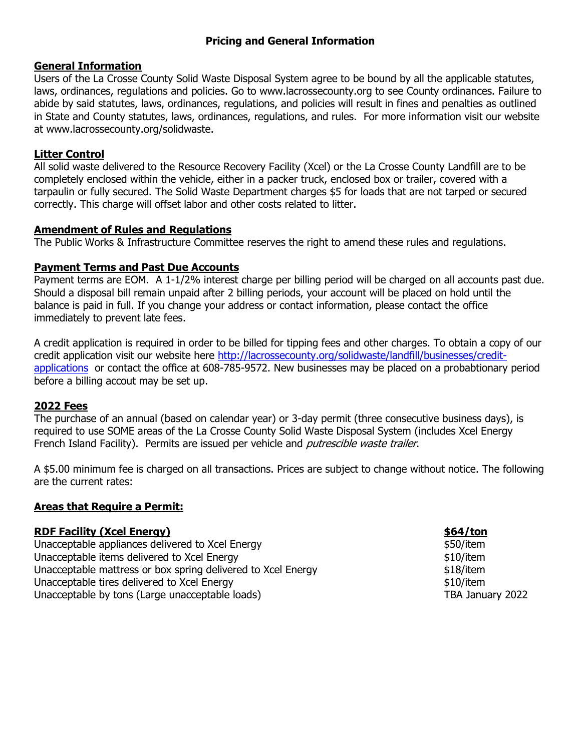## Pricing and General Information

### General Information

Users of the La Crosse County Solid Waste Disposal System agree to be bound by all the applicable statutes, laws, ordinances, regulations and policies. Go to www.lacrossecounty.org to see County ordinances. Failure to abide by said statutes, laws, ordinances, regulations, and policies will result in fines and penalties as outlined in State and County statutes, laws, ordinances, regulations, and rules. For more information visit our website at www.lacrossecounty.org/solidwaste.

### Litter Control

All solid waste delivered to the Resource Recovery Facility (Xcel) or the La Crosse County Landfill are to be completely enclosed within the vehicle, either in a packer truck, enclosed box or trailer, covered with a tarpaulin or fully secured. The Solid Waste Department charges $5 for loads that are not tarped or secured correctly. This charge will offset labor and other costs related to litter.

### Amendment of Rules and Regulations

The Public Works & Infrastructure Committee reserves the right to amend these rules and regulations.

### Payment Terms and Past Due Accounts

Payment terms are EOM. A 1-1/2% interest charge per billing period will be charged on all accounts past due. Should a disposal bill remain unpaid after 2 billing periods, your account will be placed on hold until the balance is paid in full. If you change your address or contact information, please contact the office immediately to prevent late fees.

A credit application is required in order to be billed for tipping fees and other charges. To obtain a copy of our credit application visit our website here [http://lacrossecounty.org/solidwaste/landfill/businesses/credit-applications](http://lacrossecounty.org/solidwaste/landfill/businesses/credit-applications) or contact the office at 608-785-9572. New businesses may be placed on a probabtionary period before a billing accout may be set up.

### 2022 Fees

The purchase of an annual (based on calendar year) or 3-day permit (three consecutive business days), is required to use SOME areas of the La Crosse County Solid Waste Disposal System (includes Xcel Energy French Island Facility). Permits are issued per vehicle and *putrescible waste trailer*.

A $5.00 minimum fee is charged on all transactions. Prices are subject to change without notice. The following are the current rates:

### Areas that Require a Permit:

| **RDF Facility (Xcel Energy)** | **$64/ton** |
|---|---|
| Unacceptable appliances delivered to Xcel Energy | $50/item |
| Unacceptable items delivered to Xcel Energy | $10/item |
| Unacceptable mattress or box spring delivered to Xcel Energy | $18/item |
| Unacceptable tires delivered to Xcel Energy | $10/item |
| Unacceptable by tons (Large unacceptable loads) | TBA January 2022 |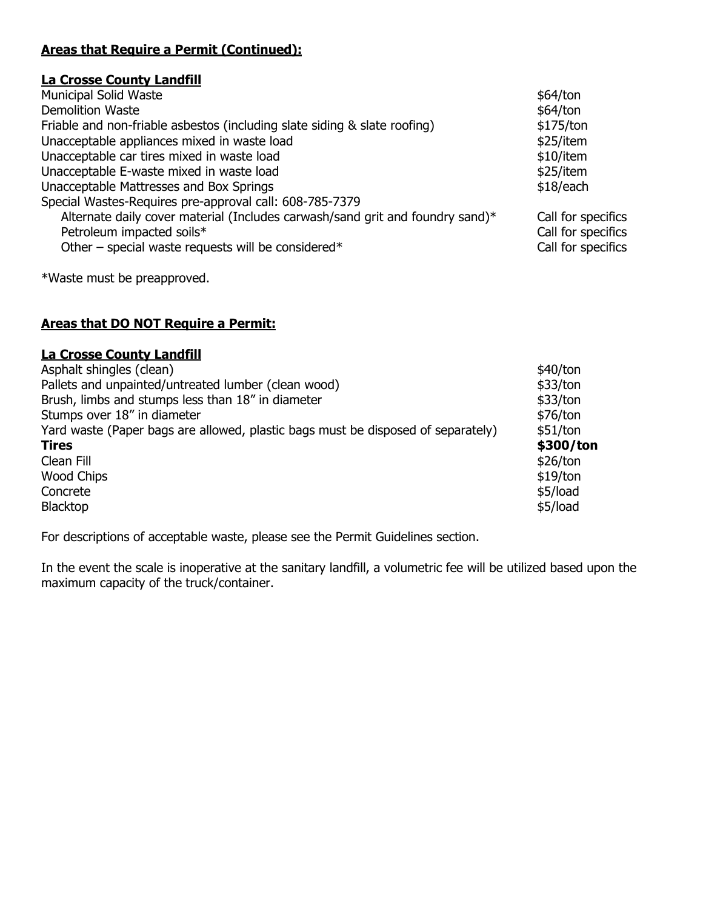**<u>Areas that Require a Permit (Continued):</u>**

**<u>La Crosse County Landfill</u>**

| | |
|---|---|
| Municipal Solid Waste | $64/ton |
| Demolition Waste | $64/ton |
| Friable and non-friable asbestos (including slate siding & slate roofing) | $175/ton |
| Unacceptable appliances mixed in waste load | $25/item |
| Unacceptable car tires mixed in waste load | $10/item |
| Unacceptable E-waste mixed in waste load | $25/item |
| Unacceptable Mattresses and Box Springs | $18/each |
| Special Wastes-Requires pre-approval call: 608-785-7379 | |
| Alternate daily cover material (Includes carwash/sand grit and foundry sand)* | Call for specifics |
| Petroleum impacted soils* | Call for specifics |
| Other – special waste requests will be considered* | Call for specifics |

*Waste must be preapproved.

**<u>Areas that DO NOT Require a Permit:</u>**

**<u>La Crosse County Landfill</u>**

| | |
|---|---|
| Asphalt shingles (clean) | $40/ton |
| Pallets and unpainted/untreated lumber (clean wood) | $33/ton |
| Brush, limbs and stumps less than 18" in diameter | $33/ton |
| Stumps over 18" in diameter | $76/ton |
| Yard waste (Paper bags are allowed, plastic bags must be disposed of separately) | $51/ton |
| **Tires** | **$300/ton** |
| Clean Fill | $26/ton |
| Wood Chips | $19/ton |
| Concrete | $5/load |
| Blacktop | $5/load |

For descriptions of acceptable waste, please see the Permit Guidelines section.

In the event the scale is inoperative at the sanitary landfill, a volumetric fee will be utilized based upon the maximum capacity of the truck/container.